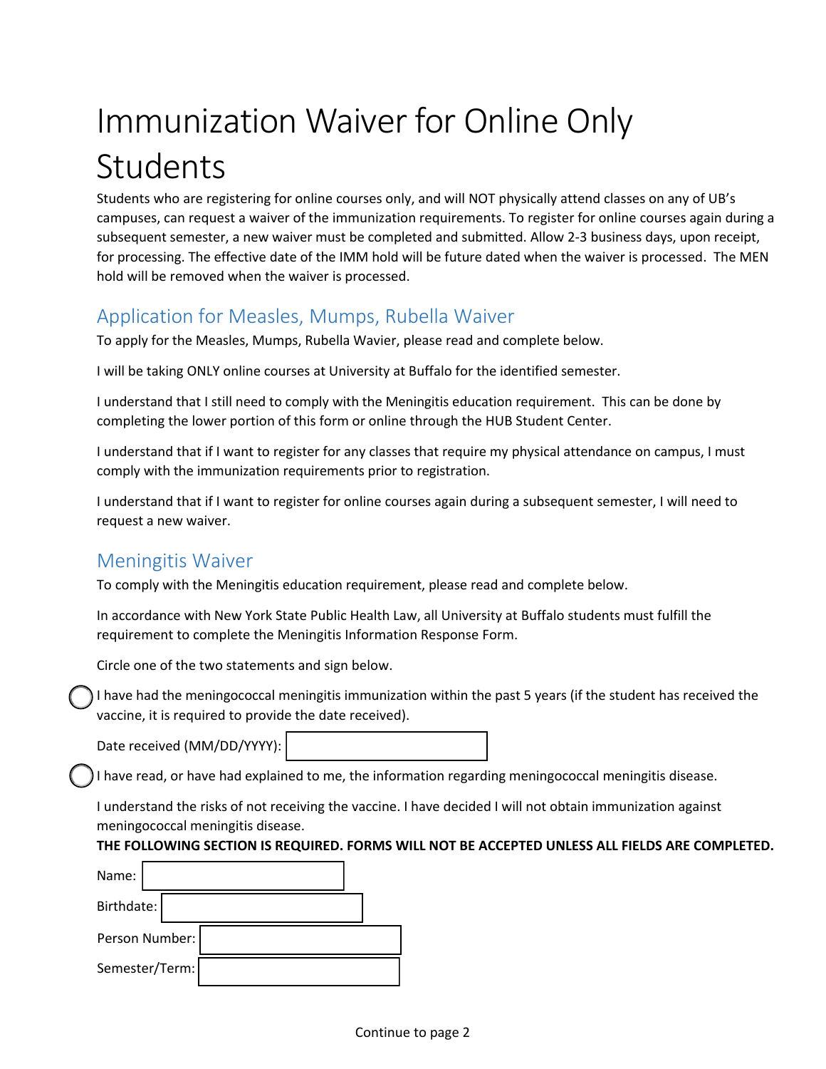# Immunization Waiver for Online Only Students

Students who are registering for online courses only, and will NOT physically attend classes on any of UB's campuses, can request a waiver of the immunization requirements. To register for online courses again during a subsequent semester, a new waiver must be completed and submitted. Allow 2-3 business days, upon receipt, for processing. The effective date of the IMM hold will be future dated when the waiver is processed. The MEN hold will be removed when the waiver is processed.

## Application for Measles, Mumps, Rubella Waiver

To apply for the Measles, Mumps, Rubella Wavier, please read and complete below.

I will be taking ONLY online courses at University at Buffalo for the identified semester.

I understand that I still need to comply with the Meningitis education requirement. This can be done by completing the lower portion of this form or online through the HUB Student Center.

I understand that if I want to register for any classes that require my physical attendance on campus, I must comply with the immunization requirements prior to registration.

I understand that if I want to register for online courses again during a subsequent semester, I will need to request a new waiver.

## Meningitis Waiver

To comply with the Meningitis education requirement, please read and complete below.

In accordance with New York State Public Health Law, all University at Buffalo students must fulfill the requirement to complete the Meningitis Information Response Form.

Circle one of the two statements and sign below.

◯ I have had the meningococcal meningitis immunization within the past 5 years (if the student has received the vaccine, it is required to provide the date received).

Date received (MM/DD/YYYY): ____________

◯ I have read, or have had explained to me, the information regarding meningococcal meningitis disease.

I understand the risks of not receiving the vaccine. I have decided I will not obtain immunization against meningococcal meningitis disease.

**THE FOLLOWING SECTION IS REQUIRED. FORMS WILL NOT BE ACCEPTED UNLESS ALL FIELDS ARE COMPLETED.**

Name: ____________

Birthdate: ____________

Person Number: ____________

Semester/Term: ____________

Continue to page 2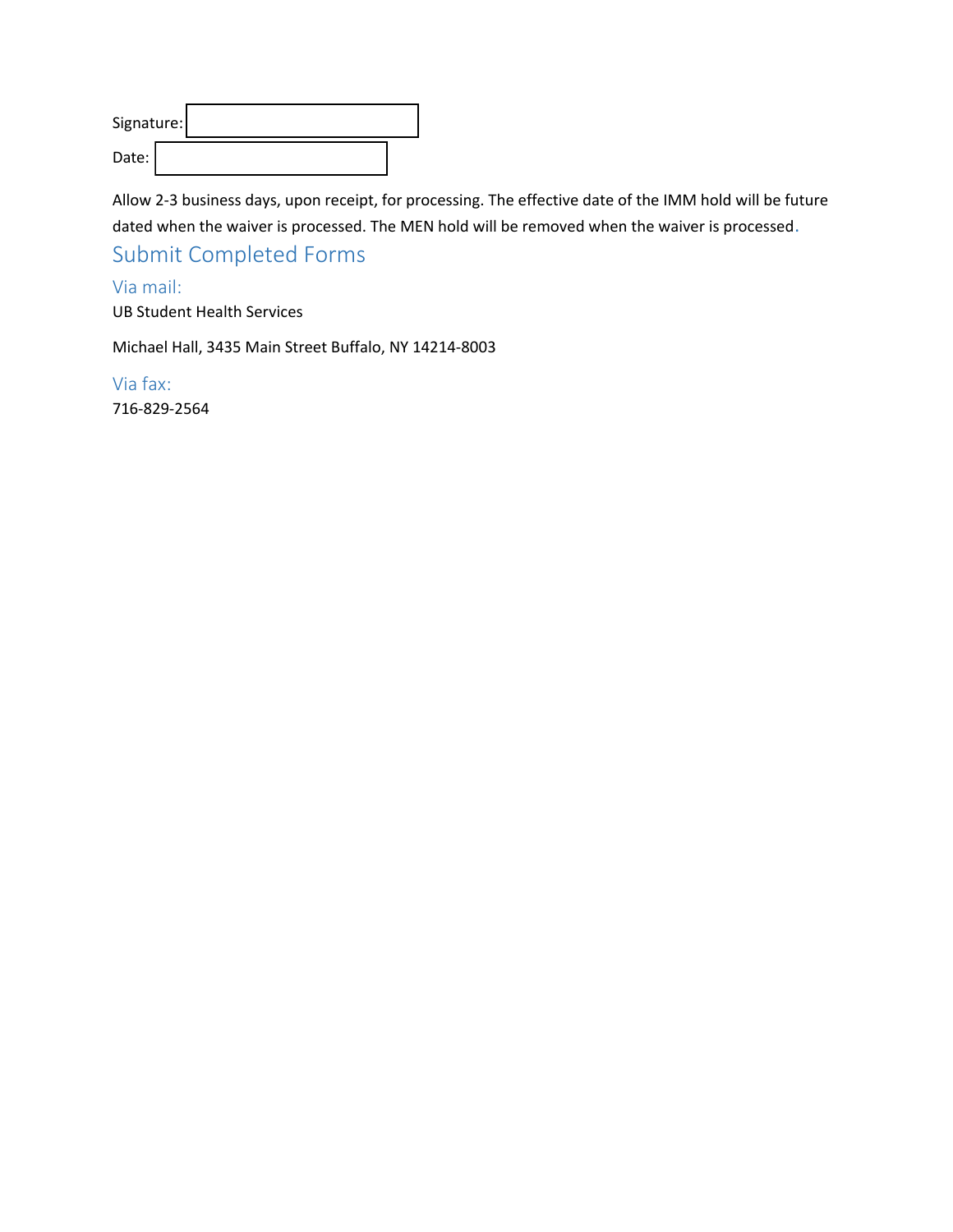Signature: 

Date: 

Allow 2-3 business days, upon receipt, for processing. The effective date of the IMM hold will be future dated when the waiver is processed. The MEN hold will be removed when the waiver is processed.

## Submit Completed Forms

### Via mail:

UB Student Health Services

Michael Hall, 3435 Main Street Buffalo, NY 14214-8003

### Via fax:

716-829-2564